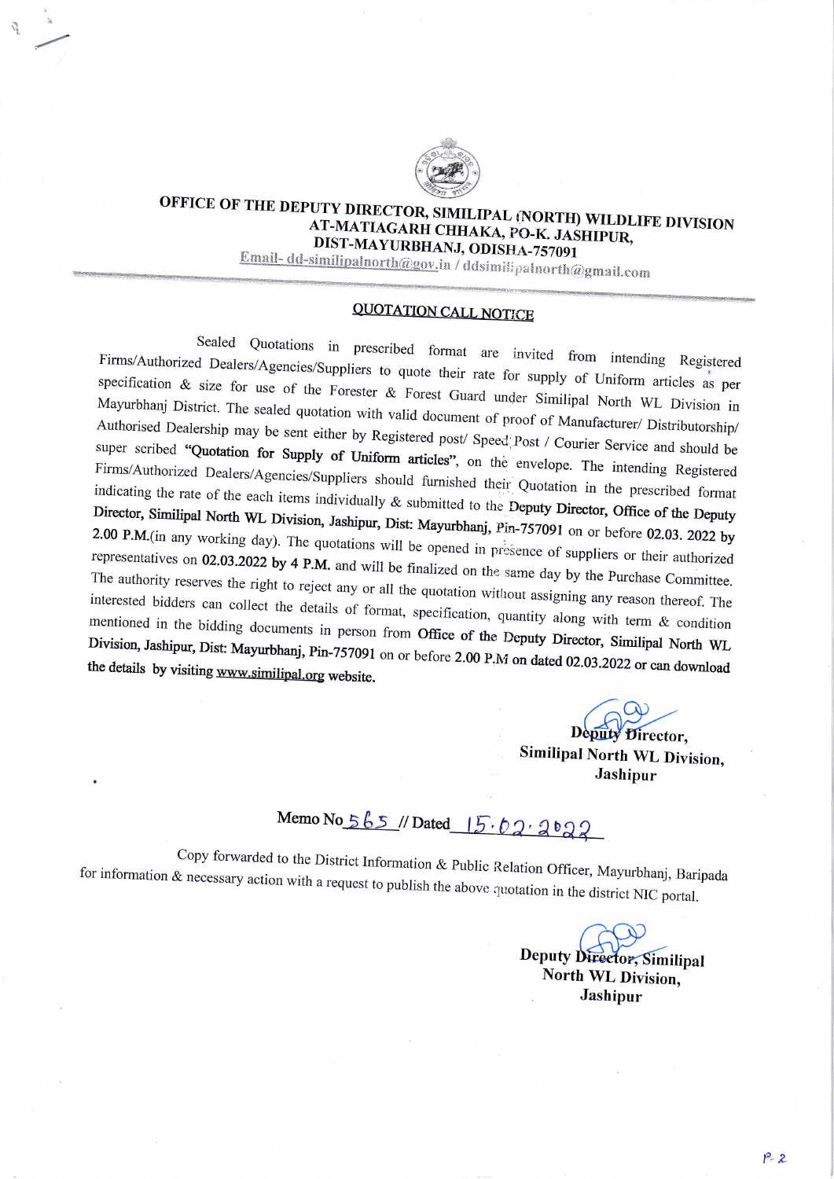# OFFICE OF THE DEPUTY DIRECTOR, SIMILIPAL (NORTH) WILDLIFE DIVISION
## AT-MATIAGARH CHHAKA, PO-K. JASHIPUR,
## DIST-MAYURBHANJ, ODISHA-757091

Email- dd-similipalnorth@gov.in / ddsimilipalnorth@gmail.com

## QUOTATION CALL NOTICE

Sealed Quotations in prescribed format are invited from intending Registered Firms/Authorized Dealers/Agencies/Suppliers to quote their rate for supply of Uniform articles as per specification & size for use of the Forester & Forest Guard under Similipal North WL Division in Mayurbhanj District. The sealed quotation with valid document of proof of Manufacturer/ Distributorship/ Authorised Dealership may be sent either by Registered post/ Speed Post / Courier Service and should be super scribed **"Quotation for Supply of Uniform articles"**, on the envelope. The intending Registered Firms/Authorized Dealers/Agencies/Suppliers should furnished their Quotation in the prescribed format indicating the rate of the each items individually & submitted to the **Deputy Director, Office of the Deputy Director, Similipal North WL Division, Jashipur, Dist: Mayurbhanj,** Pin-757091 on or before **02.03. 2022 by 2.00 P.M.**(in any working day). The quotations will be opened in presence of suppliers or their authorized representatives on **02.03.2022 by 4 P.M.** and will be finalized on the same day by the Purchase Committee. The authority reserves the right to reject any or all the quotation without assigning any reason thereof. The interested bidders can collect the details of format, specification, quantity along with term & condition mentioned in the bidding documents in person from **Office of the Deputy Director, Similipal North WL Division, Jashipur, Dist: Mayurbhanj,** Pin-757091 on or before **2.00 P.M on dated 02.03.2022 or can download the details by visiting** www.similipal.org website.

**Deputy Director,**
**Similipal North WL Division,**
**Jashipur**

Memo No 565 // Dated 15.02.2022

Copy forwarded to the District Information & Public Relation Officer, Mayurbhanj, Baripada for information & necessary action with a request to publish the above quotation in the district NIC portal.

**Deputy Director, Similipal**
**North WL Division,**
**Jashipur**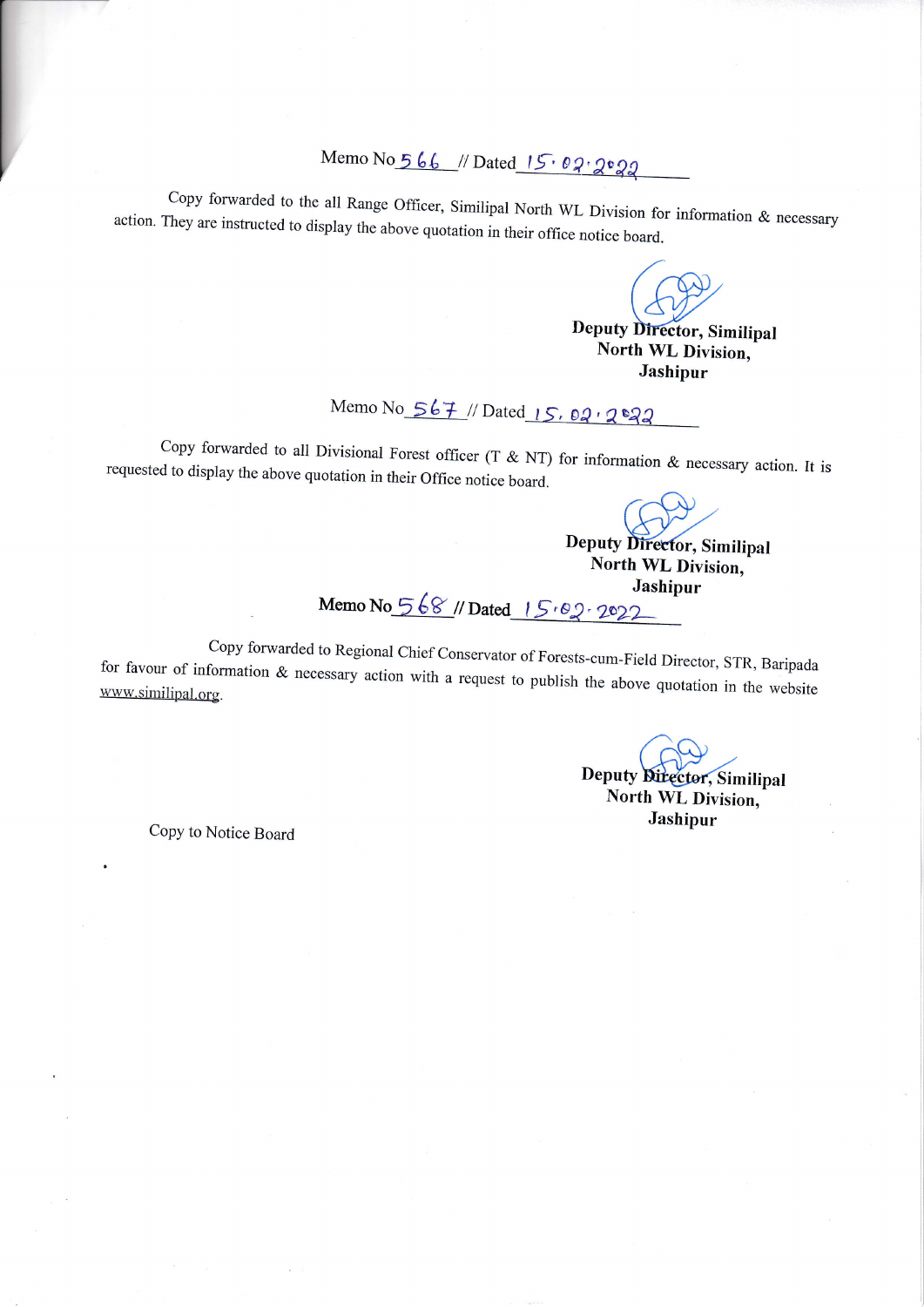Memo No 566 // Dated 15.02.2022

Copy forwarded to the all Range Officer, Similipal North WL Division for information & necessary action. They are instructed to display the above quotation in their office notice board.

**Deputy Director, Similipal North WL Division, Jashipur**

Memo No 567 // Dated 15.02.2022

Copy forwarded to all Divisional Forest officer (T & NT) for information & necessary action. It is requested to display the above quotation in their Office notice board.

**Deputy Director, Similipal North WL Division, Jashipur**

**Memo No 568 // Dated 15.02.2022**

Copy forwarded to Regional Chief Conservator of Forests-cum-Field Director, STR, Baripada for favour of information & necessary action with a request to publish the above quotation in the website www.similipal.org.

**Deputy Director, Similipal North WL Division, Jashipur**

Copy to Notice Board